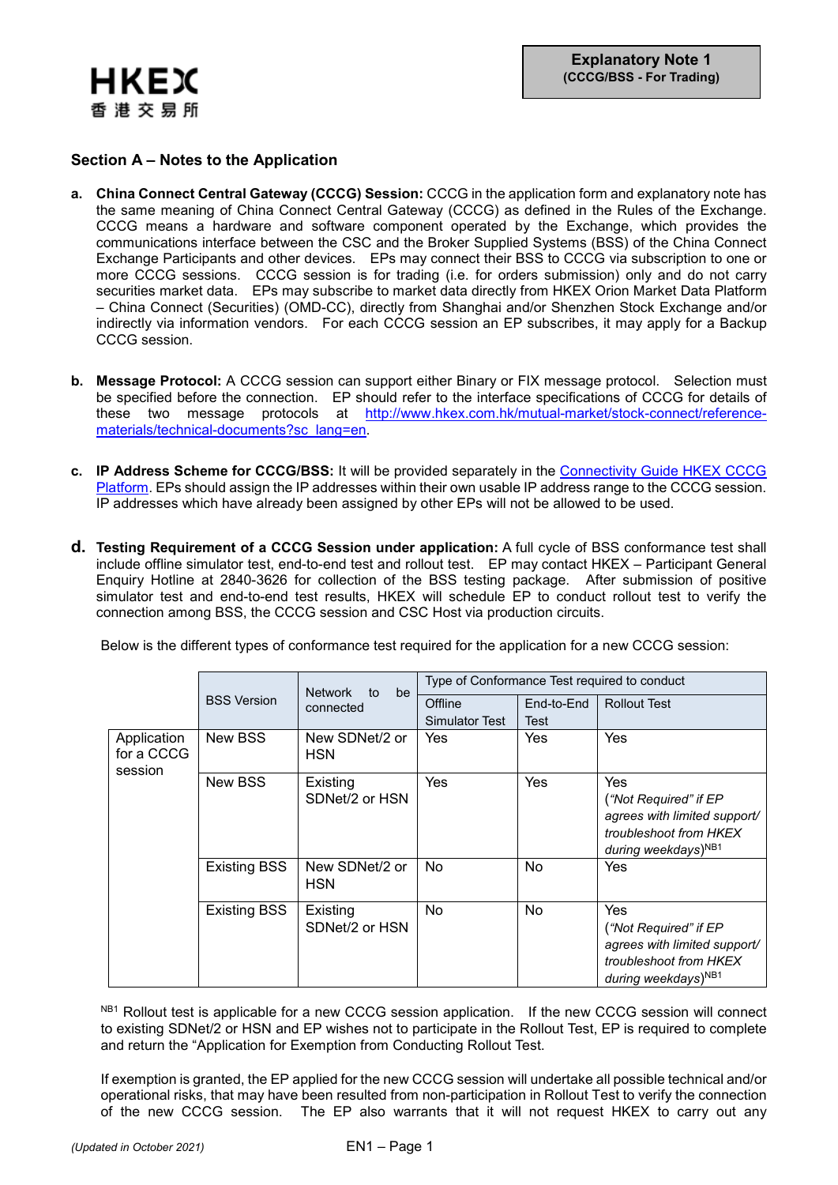**Explanatory Note 1**
**(CCCG/BSS - For Trading)**

## Section A – Notes to the Application

**a. China Connect Central Gateway (CCCG) Session:** CCCG in the application form and explanatory note has the same meaning of China Connect Central Gateway (CCCG) as defined in the Rules of the Exchange. CCCG means a hardware and software component operated by the Exchange, which provides the communications interface between the CSC and the Broker Supplied Systems (BSS) of the China Connect Exchange Participants and other devices. EPs may connect their BSS to CCCG via subscription to one or more CCCG sessions. CCCG session is for trading (i.e. for orders submission) only and do not carry securities market data. EPs may subscribe to market data directly from HKEX Orion Market Data Platform – China Connect (Securities) (OMD-CC), directly from Shanghai and/or Shenzhen Stock Exchange and/or indirectly via information vendors. For each CCCG session an EP subscribes, it may apply for a Backup CCCG session.

**b. Message Protocol:** A CCCG session can support either Binary or FIX message protocol. Selection must be specified before the connection. EP should refer to the interface specifications of CCCG for details of these two message protocols at [http://www.hkex.com.hk/mutual-market/stock-connect/reference-materials/technical-documents?sc_lang=en](http://www.hkex.com.hk/mutual-market/stock-connect/reference-materials/technical-documents?sc_lang=en).

**c. IP Address Scheme for CCCG/BSS:** It will be provided separately in the Connectivity Guide HKEX CCCG Platform. EPs should assign the IP addresses within their own usable IP address range to the CCCG session. IP addresses which have already been assigned by other EPs will not be allowed to be used.

**d. Testing Requirement of a CCCG Session under application:** A full cycle of BSS conformance test shall include offline simulator test, end-to-end test and rollout test. EP may contact HKEX – Participant General Enquiry Hotline at 2840-3626 for collection of the BSS testing package. After submission of positive simulator test and end-to-end test results, HKEX will schedule EP to conduct rollout test to verify the connection among BSS, the CCCG session and CSC Host via production circuits.

Below is the different types of conformance test required for the application for a new CCCG session:

| | BSS Version | Network to be connected | Type of Conformance Test required to conduct | | |
|---|---|---|---|---|---|
| | | | Offline Simulator Test | End-to-End Test | Rollout Test |
| Application for a CCCG session | New BSS | New SDNet/2 or HSN | Yes | Yes | Yes |
| | New BSS | Existing SDNet/2 or HSN | Yes | Yes | Yes (*"Not Required" if EP agrees with limited support/ troubleshoot from HKEX during weekdays*)[NB1] |
| | Existing BSS | New SDNet/2 or HSN | No | No | Yes |
| | Existing BSS | Existing SDNet/2 or HSN | No | No | Yes (*"Not Required" if EP agrees with limited support/ troubleshoot from HKEX during weekdays*)[NB1] |

[NB1] Rollout test is applicable for a new CCCG session application. If the new CCCG session will connect to existing SDNet/2 or HSN and EP wishes not to participate in the Rollout Test, EP is required to complete and return the "Application for Exemption from Conducting Rollout Test.

If exemption is granted, the EP applied for the new CCCG session will undertake all possible technical and/or operational risks, that may have been resulted from non-participation in Rollout Test to verify the connection of the new CCCG session. The EP also warrants that it will not request HKEX to carry out any

*(Updated in October 2021)*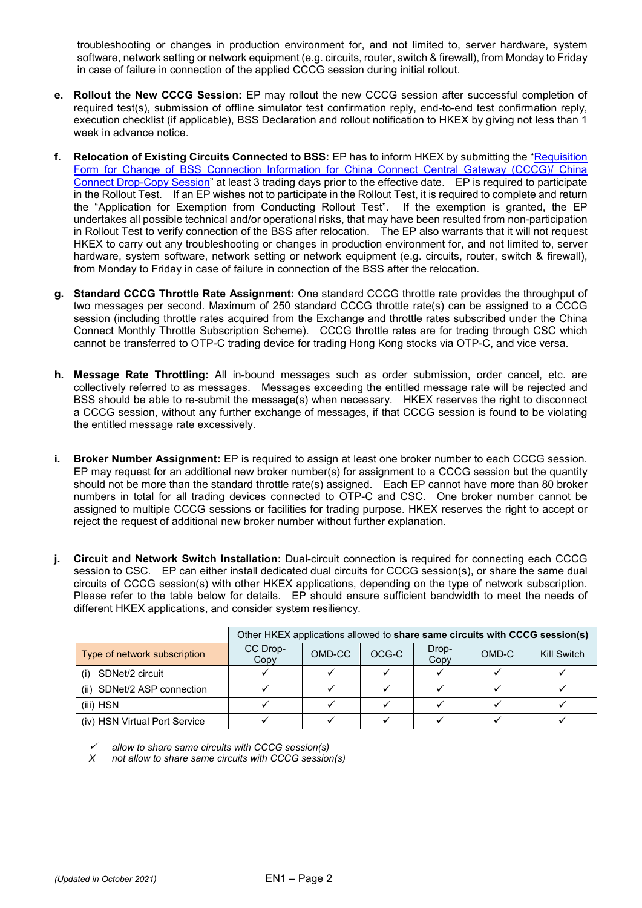troubleshooting or changes in production environment for, and not limited to, server hardware, system software, network setting or network equipment (e.g. circuits, router, switch & firewall), from Monday to Friday in case of failure in connection of the applied CCCG session during initial rollout.

e. **Rollout the New CCCG Session:** EP may rollout the new CCCG session after successful completion of required test(s), submission of offline simulator test confirmation reply, end-to-end test confirmation reply, execution checklist (if applicable), BSS Declaration and rollout notification to HKEX by giving not less than 1 week in advance notice.

f. **Relocation of Existing Circuits Connected to BSS:** EP has to inform HKEX by submitting the "Requisition Form for Change of BSS Connection Information for China Connect Central Gateway (CCCG)/ China Connect Drop-Copy Session" at least 3 trading days prior to the effective date. EP is required to participate in the Rollout Test. If an EP wishes not to participate in the Rollout Test, it is required to complete and return the "Application for Exemption from Conducting Rollout Test". If the exemption is granted, the EP undertakes all possible technical and/or operational risks, that may have been resulted from non-participation in Rollout Test to verify connection of the BSS after relocation. The EP also warrants that it will not request HKEX to carry out any troubleshooting or changes in production environment for, and not limited to, server hardware, system software, network setting or network equipment (e.g. circuits, router, switch & firewall), from Monday to Friday in case of failure in connection of the BSS after the relocation.

g. **Standard CCCG Throttle Rate Assignment:** One standard CCCG throttle rate provides the throughput of two messages per second. Maximum of 250 standard CCCG throttle rate(s) can be assigned to a CCCG session (including throttle rates acquired from the Exchange and throttle rates subscribed under the China Connect Monthly Throttle Subscription Scheme). CCCG throttle rates are for trading through CSC which cannot be transferred to OTP-C trading device for trading Hong Kong stocks via OTP-C, and vice versa.

h. **Message Rate Throttling:** All in-bound messages such as order submission, order cancel, etc. are collectively referred to as messages. Messages exceeding the entitled message rate will be rejected and BSS should be able to re-submit the message(s) when necessary. HKEX reserves the right to disconnect a CCCG session, without any further exchange of messages, if that CCCG session is found to be violating the entitled message rate excessively.

i. **Broker Number Assignment:** EP is required to assign at least one broker number to each CCCG session. EP may request for an additional new broker number(s) for assignment to a CCCG session but the quantity should not be more than the standard throttle rate(s) assigned. Each EP cannot have more than 80 broker numbers in total for all trading devices connected to OTP-C and CSC. One broker number cannot be assigned to multiple CCCG sessions or facilities for trading purpose. HKEX reserves the right to accept or reject the request of additional new broker number without further explanation.

j. **Circuit and Network Switch Installation:** Dual-circuit connection is required for connecting each CCCG session to CSC. EP can either install dedicated dual circuits for CCCG session(s), or share the same dual circuits of CCCG session(s) with other HKEX applications, depending on the type of network subscription. Please refer to the table below for details. EP should ensure sufficient bandwidth to meet the needs of different HKEX applications, and consider system resiliency.

| | Other HKEX applications allowed to **share same circuits with CCCG session(s)** | | | | | |
|---|---|---|---|---|---|---|
| Type of network subscription | CC Drop-Copy | OMD-CC | OCG-C | Drop-Copy | OMD-C | Kill Switch |
| (i) SDNet/2 circuit | ✓ | ✓ | ✓ | ✓ | ✓ | ✓ |
| (ii) SDNet/2 ASP connection | ✓ | ✓ | ✓ | ✓ | ✓ | ✓ |
| (iii) HSN | ✓ | ✓ | ✓ | ✓ | ✓ | ✓ |
| (iv) HSN Virtual Port Service | ✓ | ✓ | ✓ | ✓ | ✓ | ✓ |

✓ *allow to share same circuits with CCCG session(s)*
X *not allow to share same circuits with CCCG session(s)*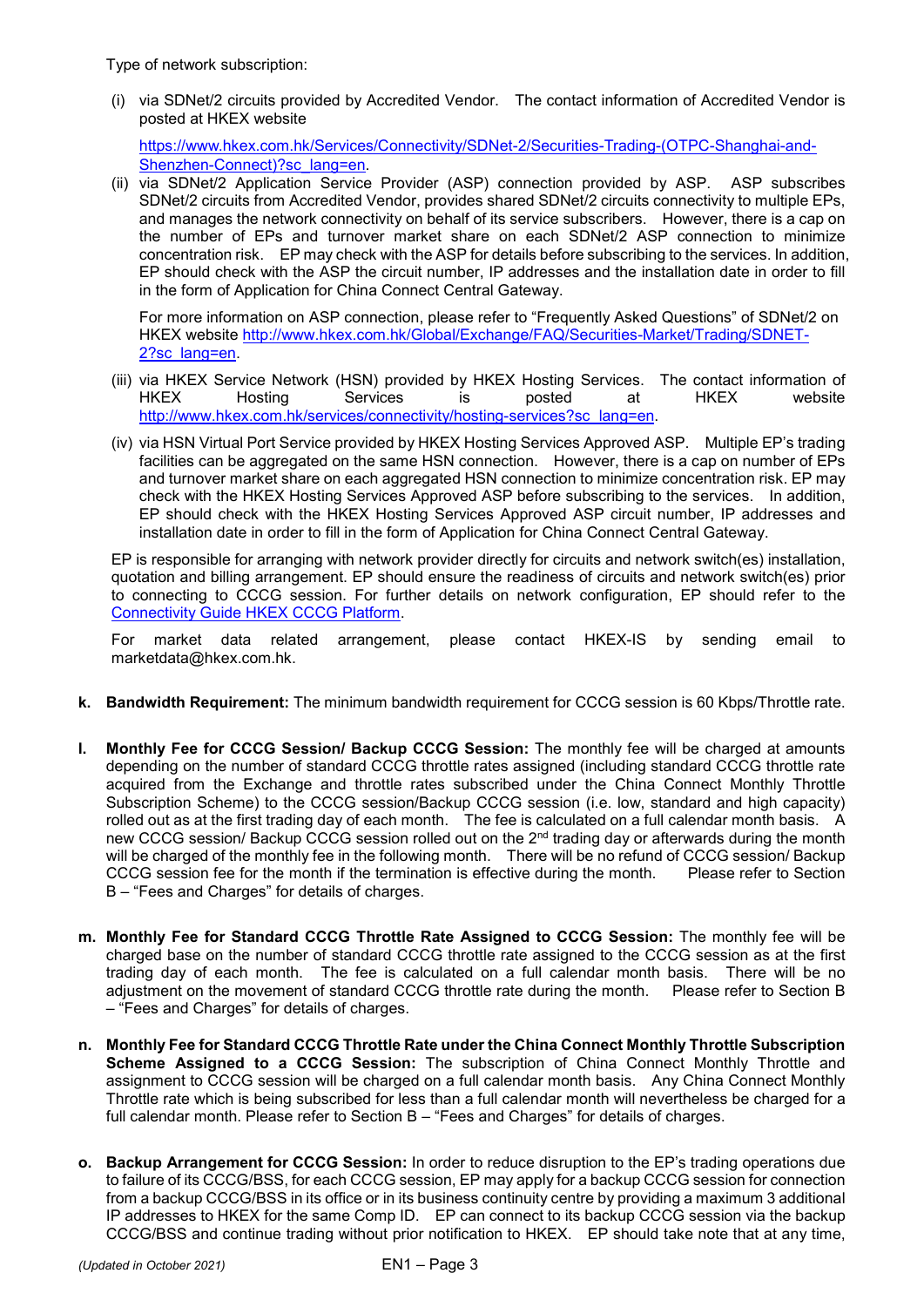Type of network subscription:

(i) via SDNet/2 circuits provided by Accredited Vendor. The contact information of Accredited Vendor is posted at HKEX website

[https://www.hkex.com.hk/Services/Connectivity/SDNet-2/Securities-Trading-(OTPC-Shanghai-and-Shenzhen-Connect)?sc_lang=en](https://www.hkex.com.hk/Services/Connectivity/SDNet-2/Securities-Trading-(OTPC-Shanghai-and-Shenzhen-Connect)?sc_lang=en).

(ii) via SDNet/2 Application Service Provider (ASP) connection provided by ASP. ASP subscribes SDNet/2 circuits from Accredited Vendor, provides shared SDNet/2 circuits connectivity to multiple EPs, and manages the network connectivity on behalf of its service subscribers. However, there is a cap on the number of EPs and turnover market share on each SDNet/2 ASP connection to minimize concentration risk. EP may check with the ASP for details before subscribing to the services. In addition, EP should check with the ASP the circuit number, IP addresses and the installation date in order to fill in the form of Application for China Connect Central Gateway.

For more information on ASP connection, please refer to "Frequently Asked Questions" of SDNet/2 on HKEX website [http://www.hkex.com.hk/Global/Exchange/FAQ/Securities-Market/Trading/SDNET-2?sc_lang=en](http://www.hkex.com.hk/Global/Exchange/FAQ/Securities-Market/Trading/SDNET-2?sc_lang=en).

(iii) via HKEX Service Network (HSN) provided by HKEX Hosting Services. The contact information of HKEX Hosting Services is posted at HKEX website [http://www.hkex.com.hk/services/connectivity/hosting-services?sc_lang=en](http://www.hkex.com.hk/services/connectivity/hosting-services?sc_lang=en).

(iv) via HSN Virtual Port Service provided by HKEX Hosting Services Approved ASP. Multiple EP's trading facilities can be aggregated on the same HSN connection. However, there is a cap on number of EPs and turnover market share on each aggregated HSN connection to minimize concentration risk. EP may check with the HKEX Hosting Services Approved ASP before subscribing to the services. In addition, EP should check with the HKEX Hosting Services Approved ASP circuit number, IP addresses and installation date in order to fill in the form of Application for China Connect Central Gateway.

EP is responsible for arranging with network provider directly for circuits and network switch(es) installation, quotation and billing arrangement. EP should ensure the readiness of circuits and network switch(es) prior to connecting to CCCG session. For further details on network configuration, EP should refer to the Connectivity Guide HKEX CCCG Platform.

For market data related arrangement, please contact HKEX-IS by sending email to marketdata@hkex.com.hk.

**k. Bandwidth Requirement:** The minimum bandwidth requirement for CCCG session is 60 Kbps/Throttle rate.

**l. Monthly Fee for CCCG Session/ Backup CCCG Session:** The monthly fee will be charged at amounts depending on the number of standard CCCG throttle rates assigned (including standard CCCG throttle rate acquired from the Exchange and throttle rates subscribed under the China Connect Monthly Throttle Subscription Scheme) to the CCCG session/Backup CCCG session (i.e. low, standard and high capacity) rolled out as at the first trading day of each month. The fee is calculated on a full calendar month basis. A new CCCG session/ Backup CCCG session rolled out on the 2nd trading day or afterwards during the month will be charged of the monthly fee in the following month. There will be no refund of CCCG session/ Backup CCCG session fee for the month if the termination is effective during the month. Please refer to Section B – "Fees and Charges" for details of charges.

**m. Monthly Fee for Standard CCCG Throttle Rate Assigned to CCCG Session:** The monthly fee will be charged base on the number of standard CCCG throttle rate assigned to the CCCG session as at the first trading day of each month. The fee is calculated on a full calendar month basis. There will be no adjustment on the movement of standard CCCG throttle rate during the month. Please refer to Section B – "Fees and Charges" for details of charges.

**n. Monthly Fee for Standard CCCG Throttle Rate under the China Connect Monthly Throttle Subscription Scheme Assigned to a CCCG Session:** The subscription of China Connect Monthly Throttle and assignment to CCCG session will be charged on a full calendar month basis. Any China Connect Monthly Throttle rate which is being subscribed for less than a full calendar month will nevertheless be charged for a full calendar month. Please refer to Section B – "Fees and Charges" for details of charges.

**o. Backup Arrangement for CCCG Session:** In order to reduce disruption to the EP's trading operations due to failure of its CCCG/BSS, for each CCCG session, EP may apply for a backup CCCG session for connection from a backup CCCG/BSS in its office or in its business continuity centre by providing a maximum 3 additional IP addresses to HKEX for the same Comp ID. EP can connect to its backup CCCG session via the backup CCCG/BSS and continue trading without prior notification to HKEX. EP should take note that at any time,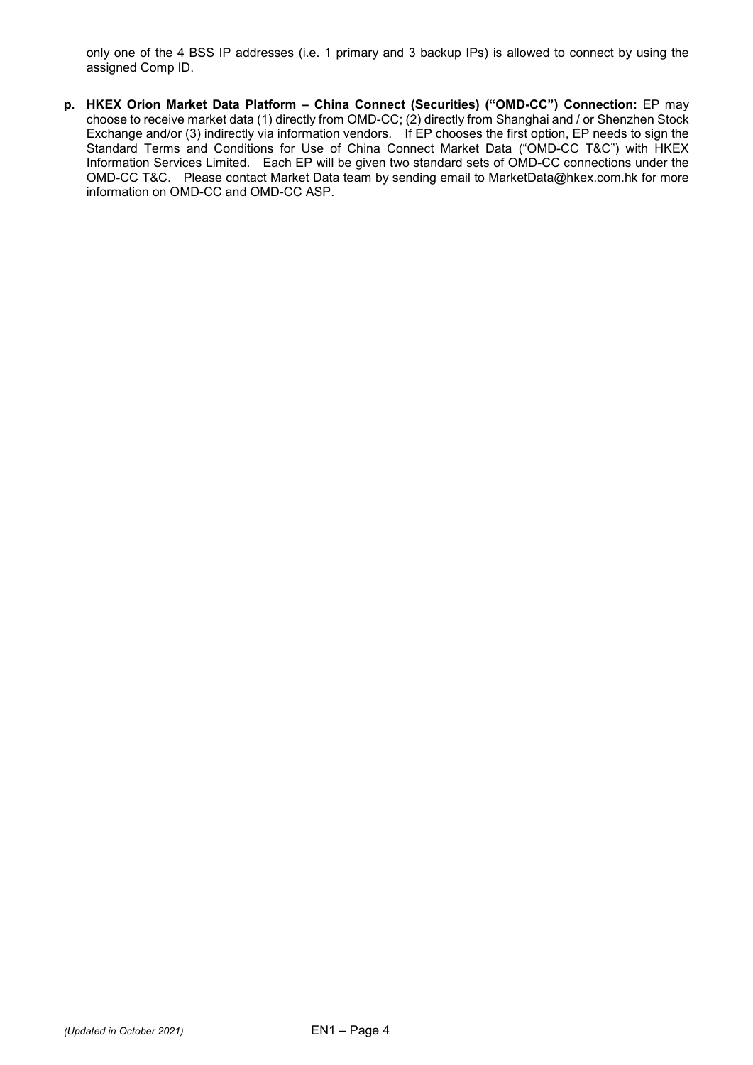only one of the 4 BSS IP addresses (i.e. 1 primary and 3 backup IPs) is allowed to connect by using the assigned Comp ID.

**p. HKEX Orion Market Data Platform – China Connect (Securities) ("OMD-CC") Connection:** EP may choose to receive market data (1) directly from OMD-CC; (2) directly from Shanghai and / or Shenzhen Stock Exchange and/or (3) indirectly via information vendors. If EP chooses the first option, EP needs to sign the Standard Terms and Conditions for Use of China Connect Market Data ("OMD-CC T&C") with HKEX Information Services Limited. Each EP will be given two standard sets of OMD-CC connections under the OMD-CC T&C. Please contact Market Data team by sending email to MarketData@hkex.com.hk for more information on OMD-CC and OMD-CC ASP.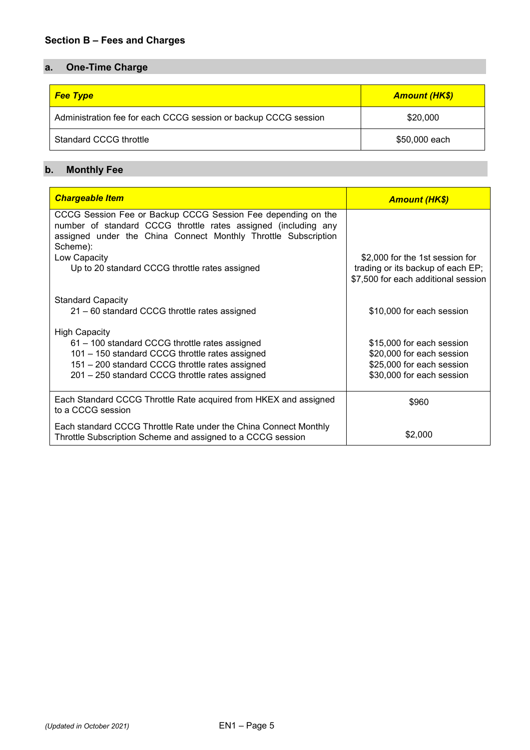### Section B – Fees and Charges

#### a. One-Time Charge

| *Fee Type* | *Amount (HK$)* |
|---|---|
| Administration fee for each CCCG session or backup CCCG session | $20,000 |
| Standard CCCG throttle | $50,000 each |

#### b. Monthly Fee

| *Chargeable Item* | *Amount (HK$)* |
|---|---|
| CCCG Session Fee or Backup CCCG Session Fee depending on the number of standard CCCG throttle rates assigned (including any assigned under the China Connect Monthly Throttle Subscription Scheme): | |
| Low Capacity<br>Up to 20 standard CCCG throttle rates assigned | $2,000 for the 1st session for trading or its backup of each EP;<br>$7,500 for each additional session |
| Standard Capacity<br>21 – 60 standard CCCG throttle rates assigned | $10,000 for each session |
| High Capacity<br>61 – 100 standard CCCG throttle rates assigned<br>101 – 150 standard CCCG throttle rates assigned<br>151 – 200 standard CCCG throttle rates assigned<br>201 – 250 standard CCCG throttle rates assigned | <br>$15,000 for each session<br>$20,000 for each session<br>$25,000 for each session<br>$30,000 for each session |
| Each Standard CCCG Throttle Rate acquired from HKEX and assigned to a CCCG session | $960 |
| Each standard CCCG Throttle Rate under the China Connect Monthly Throttle Subscription Scheme and assigned to a CCCG session | $2,000 |

*(Updated in October 2021)*